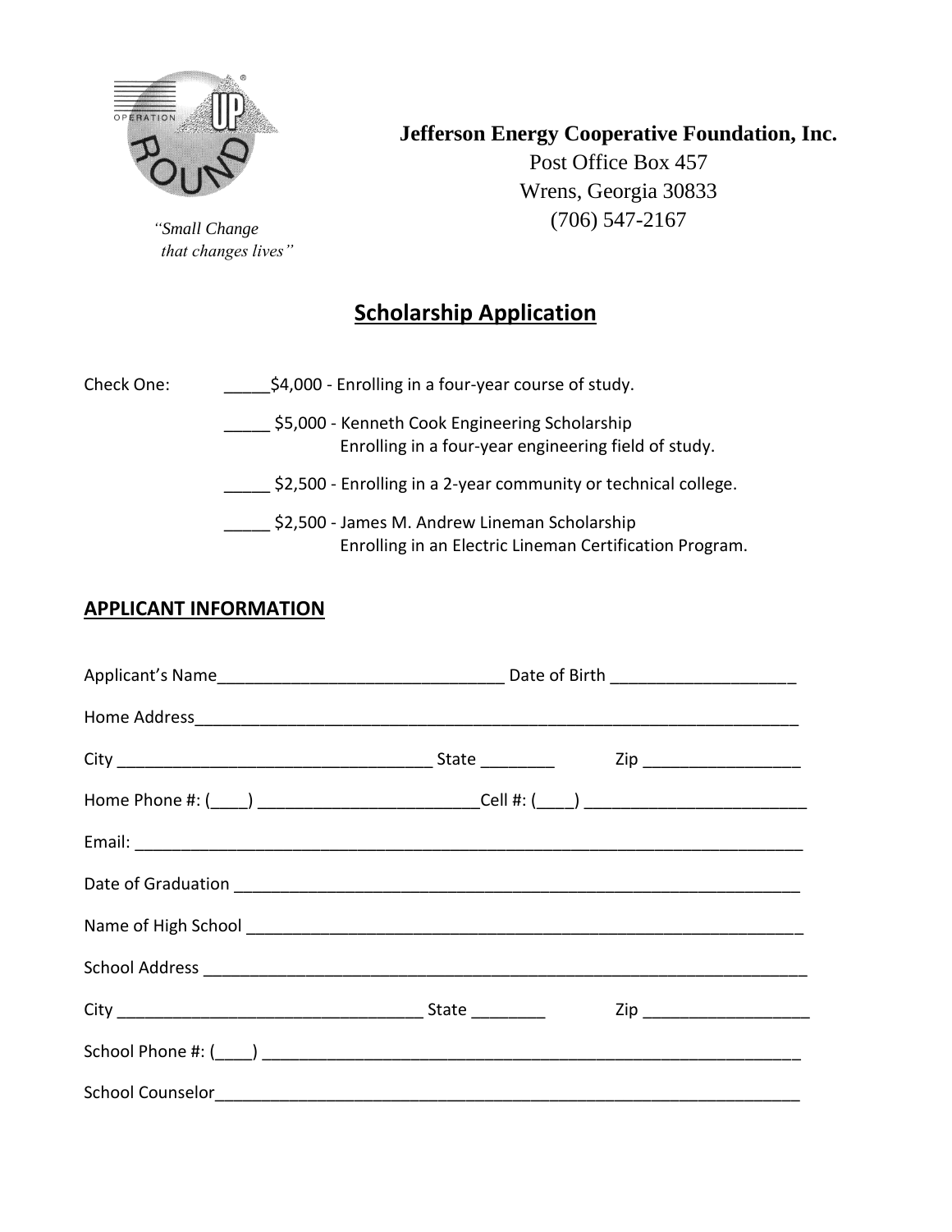*"Small Change that changes lives"*

**Jefferson Energy Cooperative Foundation, Inc.**
Post Office Box 457
Wrens, Georgia 30833
(706) 547-2167

# Scholarship Application

Check One:

_____ $4,000 - Enrolling in a four-year course of study.

_____ $5,000 - Kenneth Cook Engineering Scholarship
Enrolling in a four-year engineering field of study.

_____ $2,500 - Enrolling in a 2-year community or technical college.

_____ $2,500 - James M. Andrew Lineman Scholarship
Enrolling in an Electric Lineman Certification Program.

## APPLICANT INFORMATION

Applicant's Name_______________________________ Date of Birth ____________________

Home Address_________________________________________________________________

City __________________________________ State ________ Zip _________________

Home Phone #: (____) ________________________Cell #: (____) ________________________

Email: ______________________________________________________________________

Date of Graduation ____________________________________________________________

Name of High School ___________________________________________________________

School Address ________________________________________________________________

City _________________________________ State ________ Zip __________________

School Phone #: (____) __________________________________________________________

School Counselor_______________________________________________________________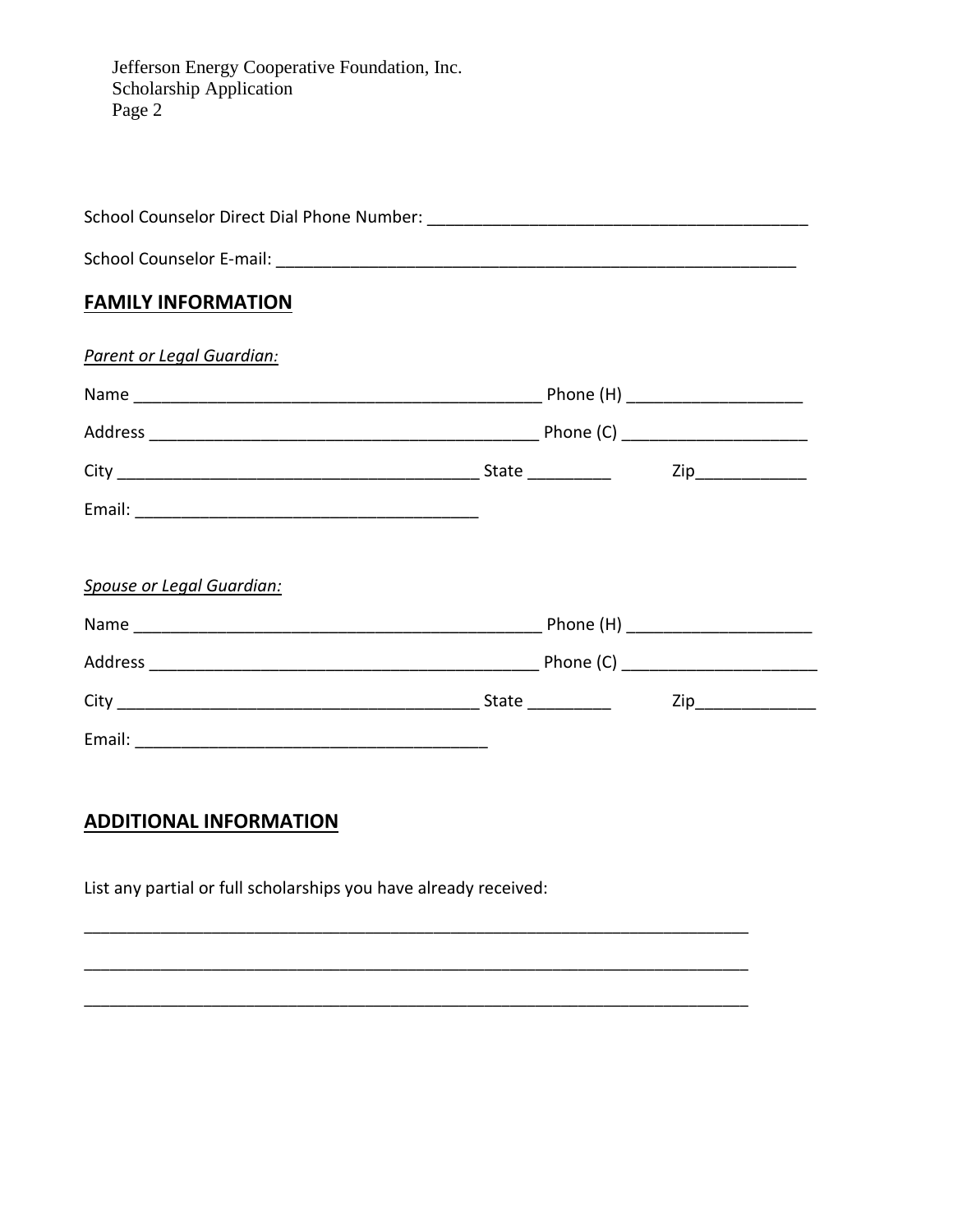School Counselor Direct Dial Phone Number: ________________________________________

School Counselor E-mail: ________________________________________________________

## FAMILY INFORMATION

*Parent or Legal Guardian:*

Name ____________________________________________ Phone (H) __________________

Address __________________________________________ Phone (C) ___________________

City _______________________________________ State _________ Zip____________

Email: _____________________________________

*Spouse or Legal Guardian:*

Name ____________________________________________ Phone (H) ___________________

Address __________________________________________ Phone (C) _____________________

City _______________________________________ State _________ Zip_____________

Email: ______________________________________

## ADDITIONAL INFORMATION

List any partial or full scholarships you have already received:

__________________________________________________________________________

__________________________________________________________________________

__________________________________________________________________________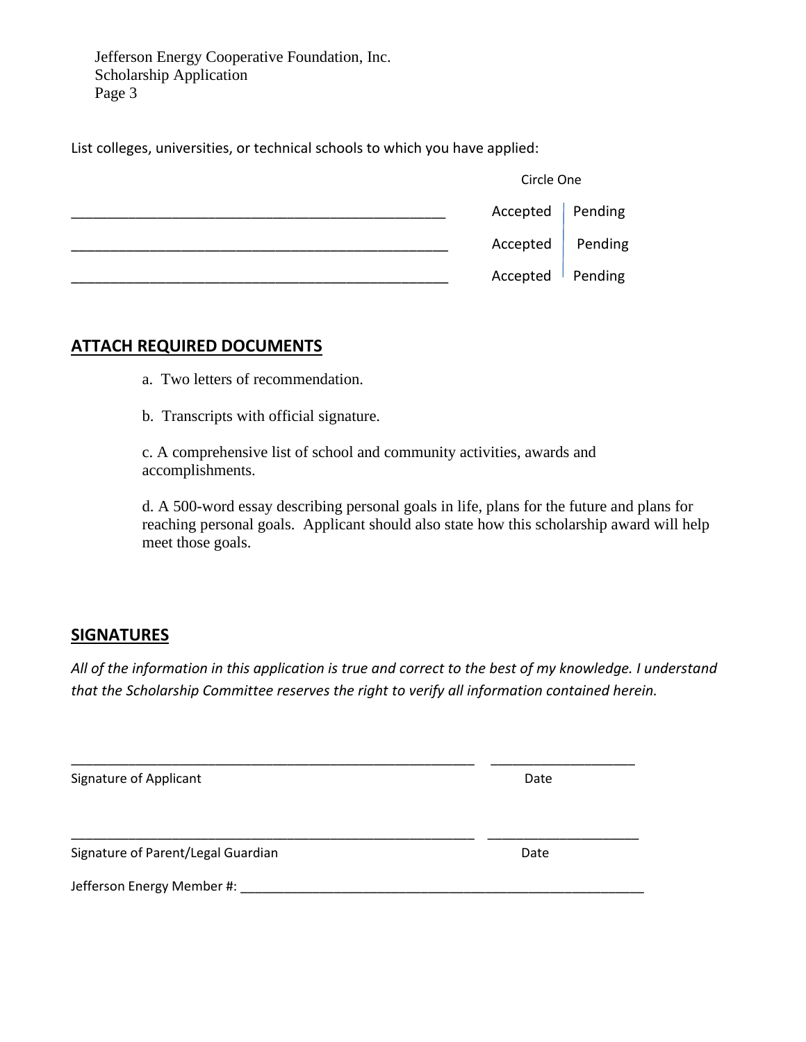Jefferson Energy Cooperative Foundation, Inc.
Scholarship Application

List colleges, universities, or technical schools to which you have applied:

| | Circle One | |
|---|---|---|
| _______________________________________________ | Accepted | Pending |
| _______________________________________________ | Accepted | Pending |
| _______________________________________________ | Accepted | Pending |

## ATTACH REQUIRED DOCUMENTS

a. Two letters of recommendation.

b. Transcripts with official signature.

c. A comprehensive list of school and community activities, awards and accomplishments.

d. A 500-word essay describing personal goals in life, plans for the future and plans for reaching personal goals. Applicant should also state how this scholarship award will help meet those goals.

## SIGNATURES

*All of the information in this application is true and correct to the best of my knowledge. I understand that the Scholarship Committee reserves the right to verify all information contained herein.*

_____________________________________________________ ___________________

Signature of Applicant Date

_____________________________________________________ ___________________

Signature of Parent/Legal Guardian Date

Jefferson Energy Member #: ______________________________________________________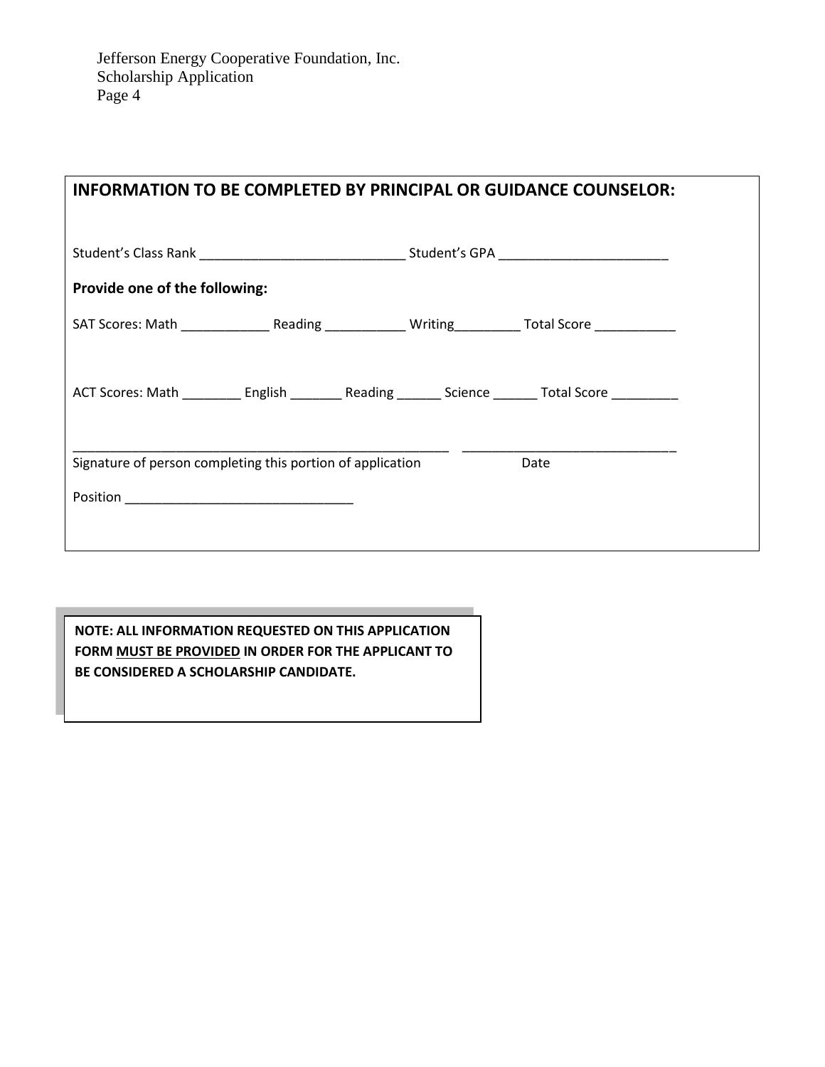Jefferson Energy Cooperative Foundation, Inc.
Scholarship Application
Page 4

## INFORMATION TO BE COMPLETED BY PRINCIPAL OR GUIDANCE COUNSELOR:

Student's Class Rank ____________________________ Student's GPA _______________________

**Provide one of the following:**

SAT Scores: Math ____________ Reading ___________ Writing_________ Total Score ___________

ACT Scores: Math ________ English _______ Reading ______ Science ______ Total Score _________

_____________________________________________________ _____________________________
Signature of person completing this portion of application Date

Position _______________________________

**NOTE: ALL INFORMATION REQUESTED ON THIS APPLICATION FORM <u>MUST BE PROVIDED</u> IN ORDER FOR THE APPLICANT TO BE CONSIDERED A SCHOLARSHIP CANDIDATE.**